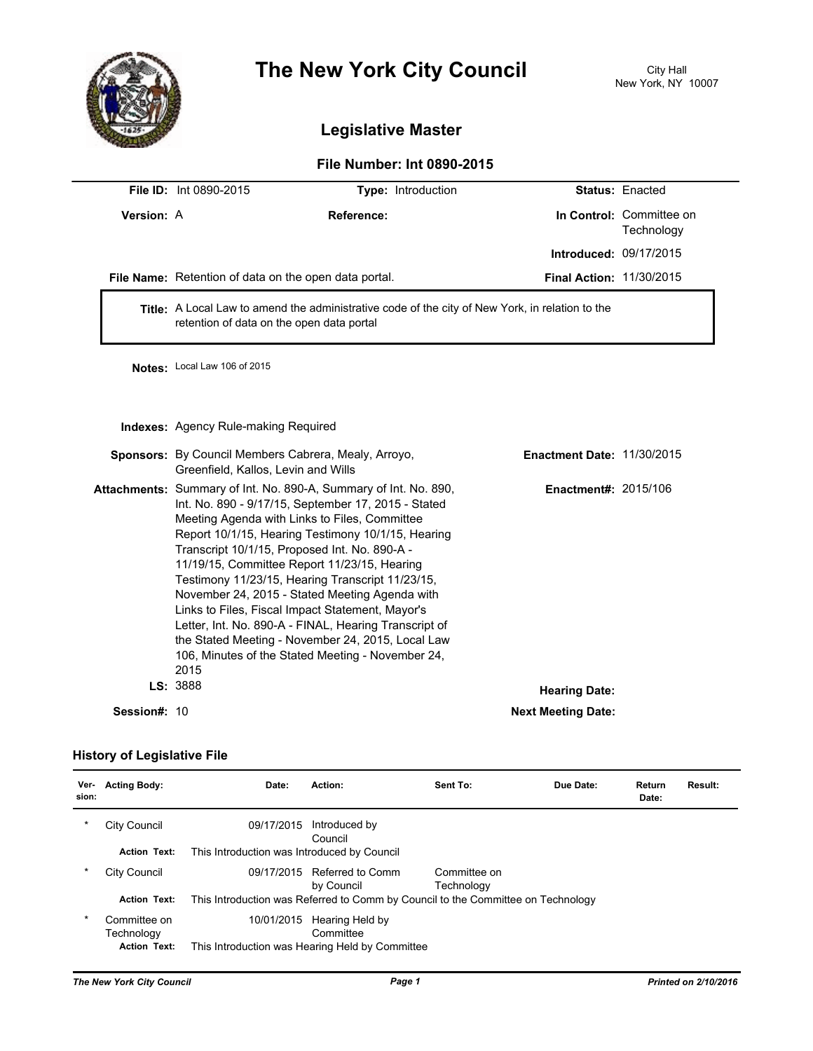# The New York City Council

City Hall
New York, NY 10007

## Legislative Master

### File Number: Int 0890-2015

| | | | | | |
|---|---|---|---|---|---|
| **File ID:** | Int 0890-2015 | **Type:** | Introduction | **Status:** | Enacted |
| **Version:** | A | **Reference:** | | **In Control:** | Committee on Technology |
| | | | | **Introduced:** | 09/17/2015 |
| **File Name:** | Retention of data on the open data portal. | | | **Final Action:** | 11/30/2015 |

**Title:** A Local Law to amend the administrative code of the city of New York, in relation to the retention of data on the open data portal

**Notes:** Local Law 106 of 2015

**Indexes:** Agency Rule-making Required

**Sponsors:** By Council Members Cabrera, Mealy, Arroyo, Greenfield, Kallos, Levin and Wills

**Enactment Date:** 11/30/2015

**Attachments:** Summary of Int. No. 890-A, Summary of Int. No. 890, Int. No. 890 - 9/17/15, September 17, 2015 - Stated Meeting Agenda with Links to Files, Committee Report 10/1/15, Hearing Testimony 10/1/15, Hearing Transcript 10/1/15, Proposed Int. No. 890-A - 11/19/15, Committee Report 11/23/15, Hearing Testimony 11/23/15, Hearing Transcript 11/23/15, November 24, 2015 - Stated Meeting Agenda with Links to Files, Fiscal Impact Statement, Mayor's Letter, Int. No. 890-A - FINAL, Hearing Transcript of the Stated Meeting - November 24, 2015, Local Law 106, Minutes of the Stated Meeting - November 24, 2015

**Enactment#:** 2015/106

**LS:** 3888

**Hearing Date:**

**Session#:** 10

**Next Meeting Date:**

### History of Legislative File

| Version: | Acting Body: | Date: | Action: | Sent To: | Due Date: | Return Date: | Result: |
|---|---|---|---|---|---|---|---|
| * | City Council | 09/17/2015 | Introduced by Council | | | | |
| | **Action Text:** | This Introduction was Introduced by Council | | | | | |
| * | City Council | 09/17/2015 | Referred to Comm by Council | Committee on Technology | | | |
| | **Action Text:** | This Introduction was Referred to Comm by Council to the Committee on Technology | | | | | |
| * | Committee on Technology | 10/01/2015 | Hearing Held by Committee | | | | |
| | **Action Text:** | This Introduction was Hearing Held by Committee | | | | | |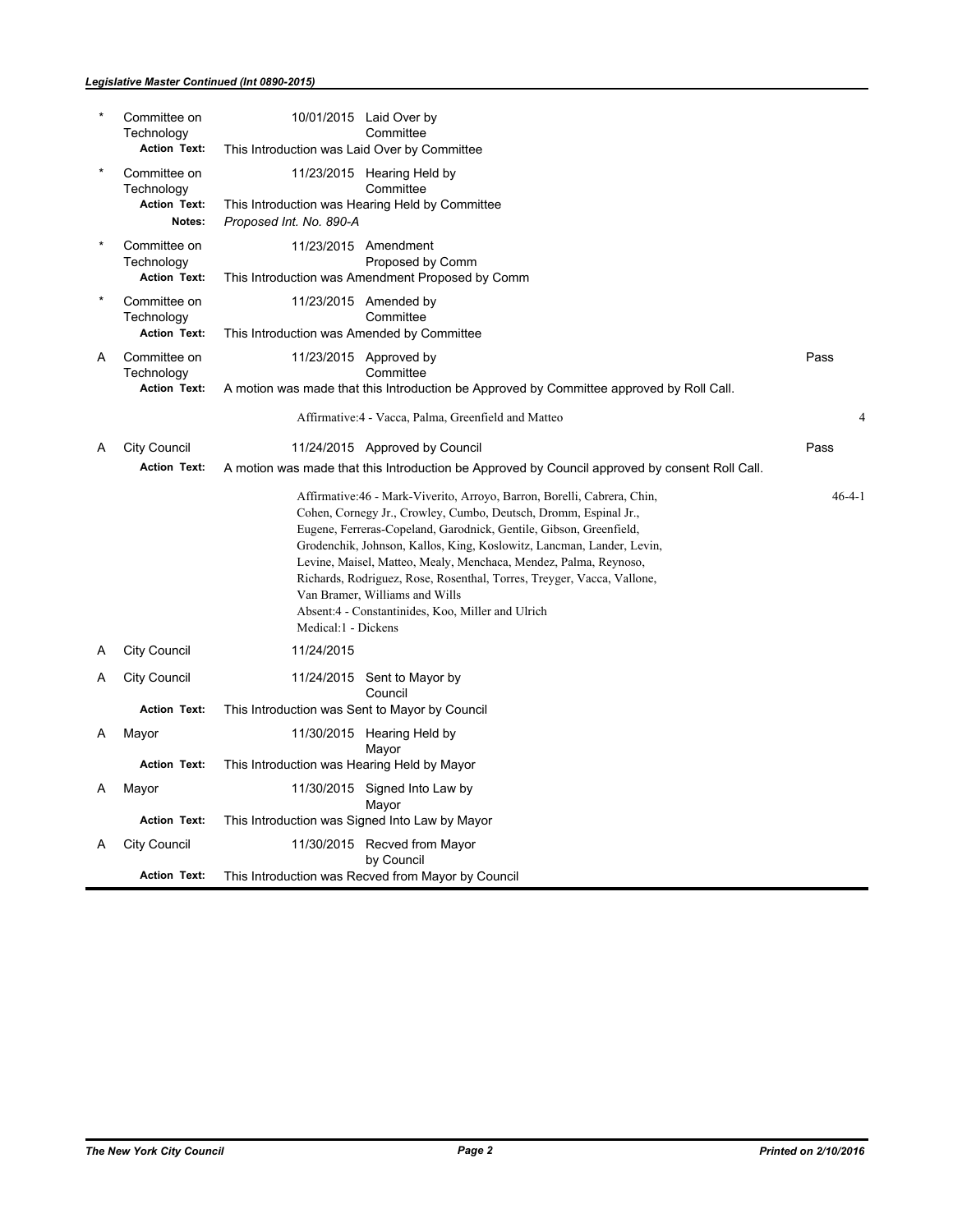| | | | | | |
|---|---|---|---|---|---|
| * | Committee on Technology | 10/01/2015 | Laid Over by Committee | | |
| | **Action Text:** | This Introduction was Laid Over by Committee | | | |
| * | Committee on Technology | 11/23/2015 | Hearing Held by Committee | | |
| | **Action Text:** | This Introduction was Hearing Held by Committee | | | |
| | **Notes:** | *Proposed Int. No. 890-A* | | | |
| * | Committee on Technology | 11/23/2015 | Amendment Proposed by Comm | | |
| | **Action Text:** | This Introduction was Amendment Proposed by Comm | | | |
| * | Committee on Technology | 11/23/2015 | Amended by Committee | | |
| | **Action Text:** | This Introduction was Amended by Committee | | | |
| A | Committee on Technology | 11/23/2015 | Approved by Committee | Pass | |
| | **Action Text:** | A motion was made that this Introduction be Approved by Committee approved by Roll Call. | | | |
| | | Affirmative:4 - Vacca, Palma, Greenfield and Matteo | | | 4 |
| A | City Council | 11/24/2015 | Approved by Council | Pass | |
| | **Action Text:** | A motion was made that this Introduction be Approved by Council approved by consent Roll Call. | | | |
| | | Affirmative:46 - Mark-Viverito, Arroyo, Barron, Borelli, Cabrera, Chin, Cohen, Cornegy Jr., Crowley, Cumbo, Deutsch, Dromm, Espinal Jr., Eugene, Ferreras-Copeland, Garodnick, Gentile, Gibson, Greenfield, Grodenchik, Johnson, Kallos, King, Koslowitz, Lancman, Lander, Levin, Levine, Maisel, Matteo, Mealy, Menchaca, Mendez, Palma, Reynoso, Richards, Rodriguez, Rose, Rosenthal, Torres, Treyger, Vacca, Vallone, Van Bramer, Williams and Wills<br>Absent:4 - Constantinides, Koo, Miller and Ulrich<br>Medical:1 - Dickens | | | 46-4-1 |
| A | City Council | 11/24/2015 | | | |
| A | City Council | 11/24/2015 | Sent to Mayor by Council | | |
| | **Action Text:** | This Introduction was Sent to Mayor by Council | | | |
| A | Mayor | 11/30/2015 | Hearing Held by Mayor | | |
| | **Action Text:** | This Introduction was Hearing Held by Mayor | | | |
| A | Mayor | 11/30/2015 | Signed Into Law by Mayor | | |
| | **Action Text:** | This Introduction was Signed Into Law by Mayor | | | |
| A | City Council | 11/30/2015 | Recved from Mayor by Council | | |
| | **Action Text:** | This Introduction was Recved from Mayor by Council | | | |